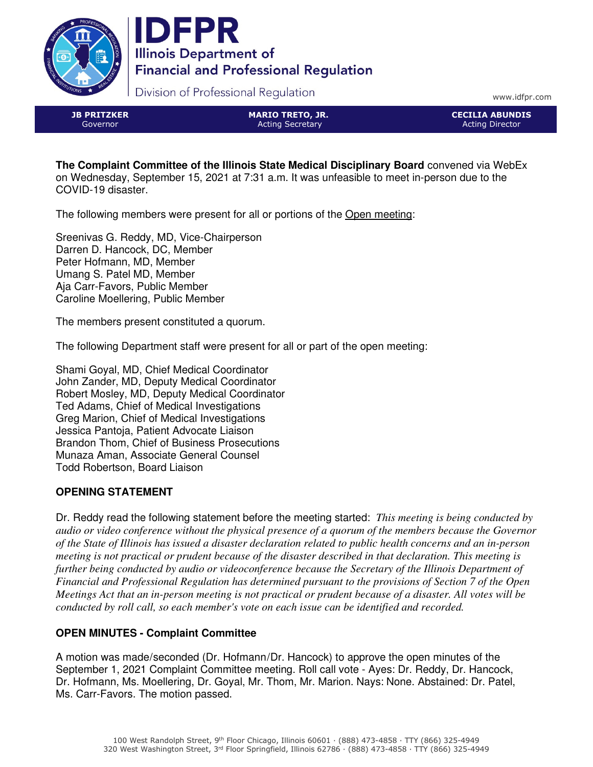# IDFPR

**Illinois Department of Financial and Professional Regulation**

Division of Professional Regulation

www.idfpr.com

| JB PRITZKER | MARIO TRETO, JR. | CECILIA ABUNDIS |
|---|---|---|
| Governor | Acting Secretary | Acting Director |

**The Complaint Committee of the Illinois State Medical Disciplinary Board** convened via WebEx on Wednesday, September 15, 2021 at 7:31 a.m. It was unfeasible to meet in-person due to the COVID-19 disaster.

The following members were present for all or portions of the Open meeting:

Sreenivas G. Reddy, MD, Vice-Chairperson
Darren D. Hancock, DC, Member
Peter Hofmann, MD, Member
Umang S. Patel MD, Member
Aja Carr-Favors, Public Member
Caroline Moellering, Public Member

The members present constituted a quorum.

The following Department staff were present for all or part of the open meeting:

Shami Goyal, MD, Chief Medical Coordinator
John Zander, MD, Deputy Medical Coordinator
Robert Mosley, MD, Deputy Medical Coordinator
Ted Adams, Chief of Medical Investigations
Greg Marion, Chief of Medical Investigations
Jessica Pantoja, Patient Advocate Liaison
Brandon Thom, Chief of Business Prosecutions
Munaza Aman, Associate General Counsel
Todd Robertson, Board Liaison

## OPENING STATEMENT

Dr. Reddy read the following statement before the meeting started: *This meeting is being conducted by audio or video conference without the physical presence of a quorum of the members because the Governor of the State of Illinois has issued a disaster declaration related to public health concerns and an in-person meeting is not practical or prudent because of the disaster described in that declaration. This meeting is further being conducted by audio or videoconference because the Secretary of the Illinois Department of Financial and Professional Regulation has determined pursuant to the provisions of Section 7 of the Open Meetings Act that an in-person meeting is not practical or prudent because of a disaster. All votes will be conducted by roll call, so each member's vote on each issue can be identified and recorded.*

## OPEN MINUTES - Complaint Committee

A motion was made/seconded (Dr. Hofmann/Dr. Hancock) to approve the open minutes of the September 1, 2021 Complaint Committee meeting. Roll call vote - Ayes: Dr. Reddy, Dr. Hancock, Dr. Hofmann, Ms. Moellering, Dr. Goyal, Mr. Thom, Mr. Marion. Nays: None. Abstained: Dr. Patel, Ms. Carr-Favors. The motion passed.

100 West Randolph Street, 9th Floor Chicago, Illinois 60601 · (888) 473-4858 · TTY (866) 325-4949
320 West Washington Street, 3rd Floor Springfield, Illinois 62786 · (888) 473-4858 · TTY (866) 325-4949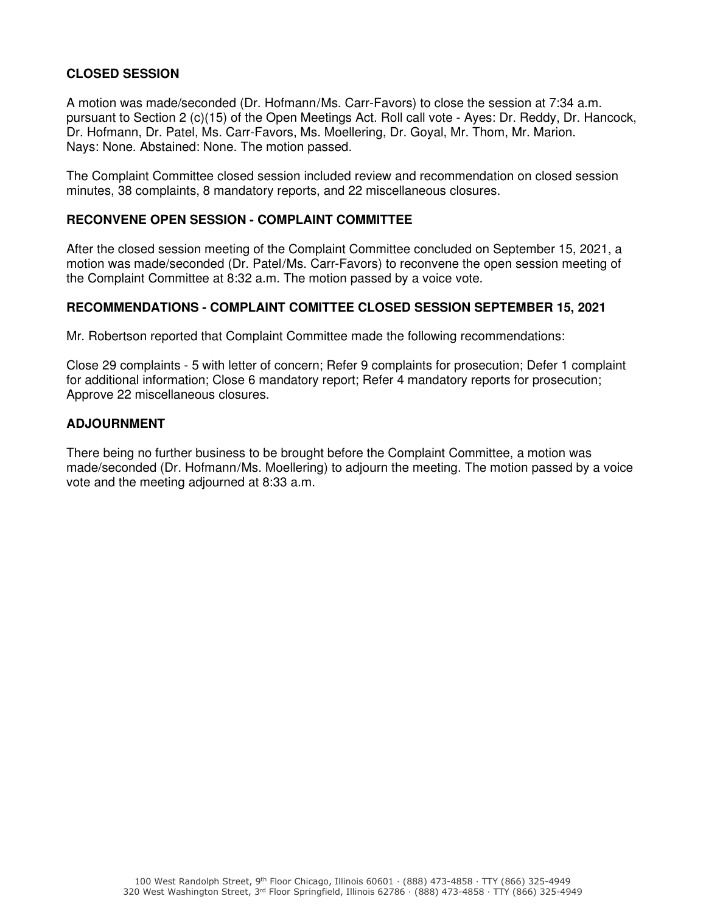**CLOSED SESSION**

A motion was made/seconded (Dr. Hofmann/Ms. Carr-Favors) to close the session at 7:34 a.m. pursuant to Section 2 (c)(15) of the Open Meetings Act. Roll call vote - Ayes: Dr. Reddy, Dr. Hancock, Dr. Hofmann, Dr. Patel, Ms. Carr-Favors, Ms. Moellering, Dr. Goyal, Mr. Thom, Mr. Marion. Nays: None. Abstained: None. The motion passed.

The Complaint Committee closed session included review and recommendation on closed session minutes, 38 complaints, 8 mandatory reports, and 22 miscellaneous closures.

**RECONVENE OPEN SESSION - COMPLAINT COMMITTEE**

After the closed session meeting of the Complaint Committee concluded on September 15, 2021, a motion was made/seconded (Dr. Patel/Ms. Carr-Favors) to reconvene the open session meeting of the Complaint Committee at 8:32 a.m. The motion passed by a voice vote.

**RECOMMENDATIONS - COMPLAINT COMITTEE CLOSED SESSION SEPTEMBER 15, 2021**

Mr. Robertson reported that Complaint Committee made the following recommendations:

Close 29 complaints - 5 with letter of concern; Refer 9 complaints for prosecution; Defer 1 complaint for additional information; Close 6 mandatory report; Refer 4 mandatory reports for prosecution; Approve 22 miscellaneous closures.

**ADJOURNMENT**

There being no further business to be brought before the Complaint Committee, a motion was made/seconded (Dr. Hofmann/Ms. Moellering) to adjourn the meeting. The motion passed by a voice vote and the meeting adjourned at 8:33 a.m.

100 West Randolph Street, 9th Floor Chicago, Illinois 60601 · (888) 473-4858 · TTY (866) 325-4949
320 West Washington Street, 3rd Floor Springfield, Illinois 62786 · (888) 473-4858 · TTY (866) 325-4949